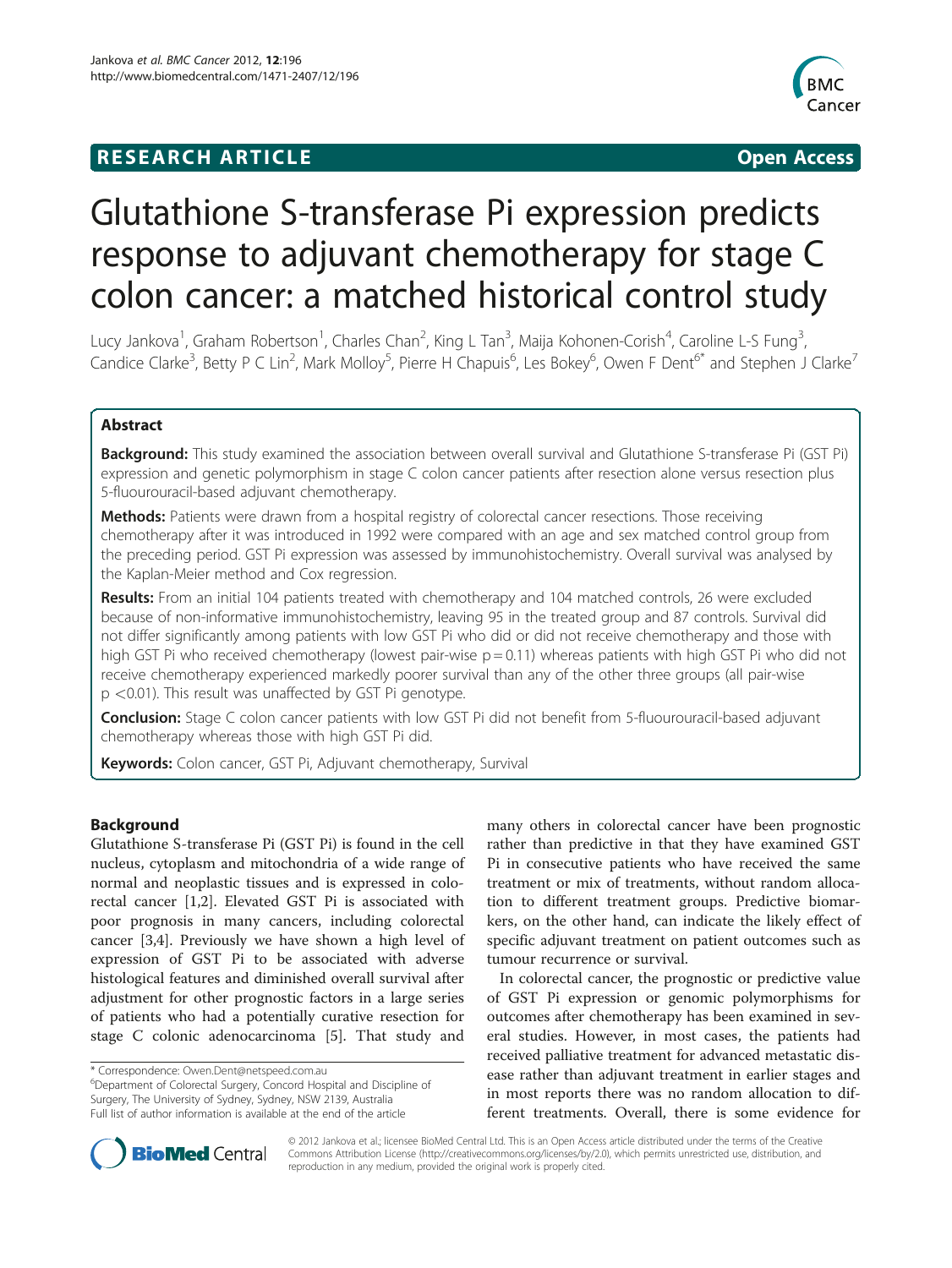**RESEARCH ARTICLE** **Open Access**

# Glutathione S-transferase Pi expression predicts response to adjuvant chemotherapy for stage C colon cancer: a matched historical control study

Lucy Jankova[1], Graham Robertson[1], Charles Chan[2], King L Tan[3], Maija Kohonen-Corish[4], Caroline L-S Fung[3], Candice Clarke[3], Betty P C Lin[2], Mark Molloy[5], Pierre H Chapuis[6], Les Bokey[6], Owen F Dent[6*] and Stephen J Clarke[7]

## Abstract

**Background:** This study examined the association between overall survival and Glutathione S-transferase Pi (GST Pi) expression and genetic polymorphism in stage C colon cancer patients after resection alone versus resection plus 5-fluourouracil-based adjuvant chemotherapy.

**Methods:** Patients were drawn from a hospital registry of colorectal cancer resections. Those receiving chemotherapy after it was introduced in 1992 were compared with an age and sex matched control group from the preceding period. GST Pi expression was assessed by immunohistochemistry. Overall survival was analysed by the Kaplan-Meier method and Cox regression.

**Results:** From an initial 104 patients treated with chemotherapy and 104 matched controls, 26 were excluded because of non-informative immunohistochemistry, leaving 95 in the treated group and 87 controls. Survival did not differ significantly among patients with low GST Pi who did or did not receive chemotherapy and those with high GST Pi who received chemotherapy (lowest pair-wise $p = 0.11$) whereas patients with high GST Pi who did not receive chemotherapy experienced markedly poorer survival than any of the other three groups (all pair-wise $p < 0.01$). This result was unaffected by GST Pi genotype.

**Conclusion:** Stage C colon cancer patients with low GST Pi did not benefit from 5-fluourouracil-based adjuvant chemotherapy whereas those with high GST Pi did.

**Keywords:** Colon cancer, GST Pi, Adjuvant chemotherapy, Survival

## Background

Glutathione S-transferase Pi (GST Pi) is found in the cell nucleus, cytoplasm and mitochondria of a wide range of normal and neoplastic tissues and is expressed in colorectal cancer [1,2]. Elevated GST Pi is associated with poor prognosis in many cancers, including colorectal cancer [3,4]. Previously we have shown a high level of expression of GST Pi to be associated with adverse histological features and diminished overall survival after adjustment for other prognostic factors in a large series of patients who had a potentially curative resection for stage C colonic adenocarcinoma [5]. That study and many others in colorectal cancer have been prognostic rather than predictive in that they have examined GST Pi in consecutive patients who have received the same treatment or mix of treatments, without random allocation to different treatment groups. Predictive biomarkers, on the other hand, can indicate the likely effect of specific adjuvant treatment on patient outcomes such as tumour recurrence or survival.

In colorectal cancer, the prognostic or predictive value of GST Pi expression or genomic polymorphisms for outcomes after chemotherapy has been examined in several studies. However, in most cases, the patients had received palliative treatment for advanced metastatic disease rather than adjuvant treatment in earlier stages and in most reports there was no random allocation to different treatments. Overall, there is some evidence for

\* Correspondence: Owen.Dent@netspeed.com.au
[6]Department of Colorectal Surgery, Concord Hospital and Discipline of Surgery, The University of Sydney, Sydney, NSW 2139, Australia
Full list of author information is available at the end of the article

© 2012 Jankova et al.; licensee BioMed Central Ltd. This is an Open Access article distributed under the terms of the Creative Commons Attribution License (http://creativecommons.org/licenses/by/2.0), which permits unrestricted use, distribution, and reproduction in any medium, provided the original work is properly cited.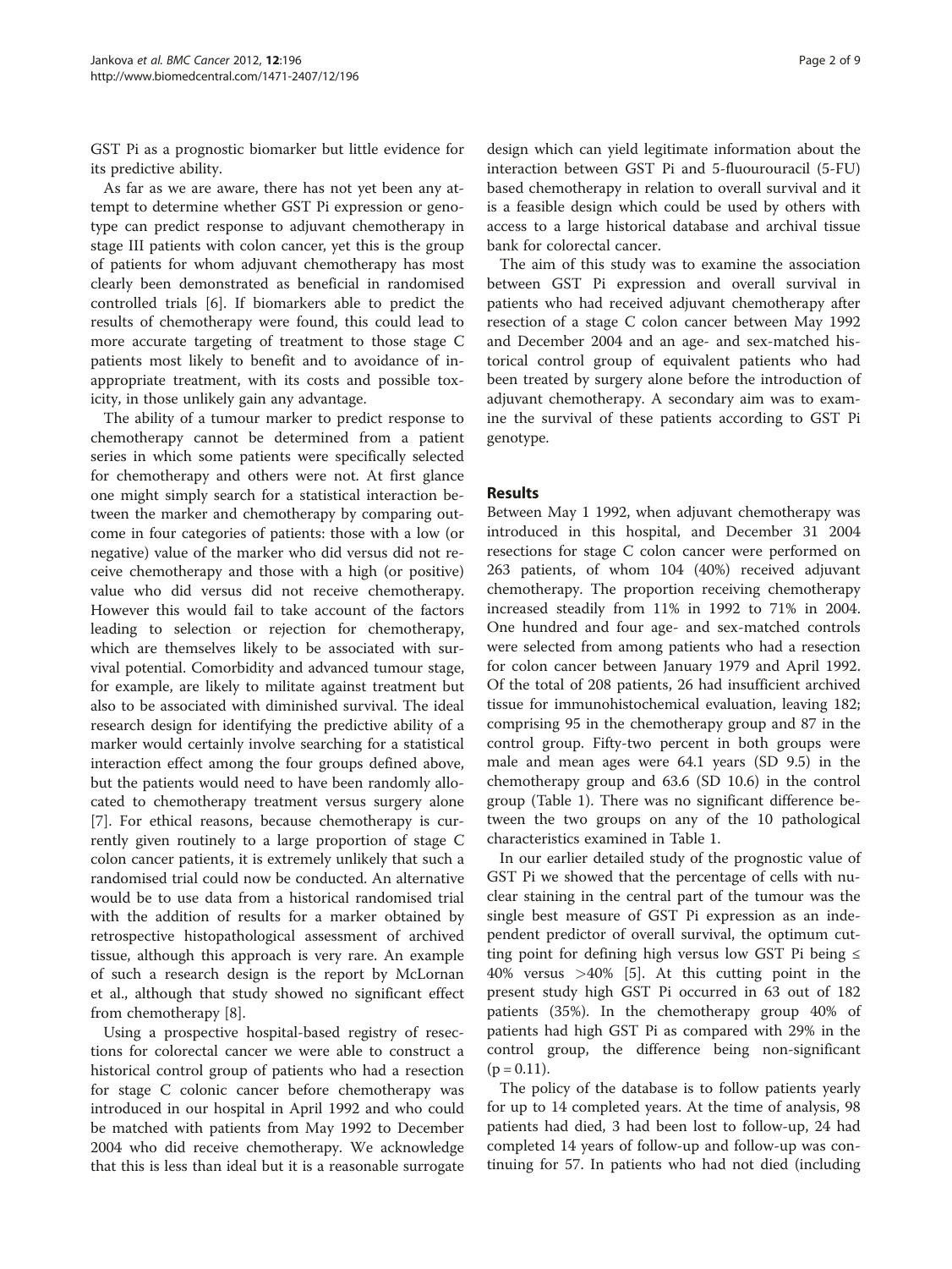GST Pi as a prognostic biomarker but little evidence for its predictive ability.

As far as we are aware, there has not yet been any attempt to determine whether GST Pi expression or genotype can predict response to adjuvant chemotherapy in stage III patients with colon cancer, yet this is the group of patients for whom adjuvant chemotherapy has most clearly been demonstrated as beneficial in randomised controlled trials [6]. If biomarkers able to predict the results of chemotherapy were found, this could lead to more accurate targeting of treatment to those stage C patients most likely to benefit and to avoidance of inappropriate treatment, with its costs and possible toxicity, in those unlikely gain any advantage.

The ability of a tumour marker to predict response to chemotherapy cannot be determined from a patient series in which some patients were specifically selected for chemotherapy and others were not. At first glance one might simply search for a statistical interaction between the marker and chemotherapy by comparing outcome in four categories of patients: those with a low (or negative) value of the marker who did versus did not receive chemotherapy and those with a high (or positive) value who did versus did not receive chemotherapy. However this would fail to take account of the factors leading to selection or rejection for chemotherapy, which are themselves likely to be associated with survival potential. Comorbidity and advanced tumour stage, for example, are likely to militate against treatment but also to be associated with diminished survival. The ideal research design for identifying the predictive ability of a marker would certainly involve searching for a statistical interaction effect among the four groups defined above, but the patients would need to have been randomly allocated to chemotherapy treatment versus surgery alone [7]. For ethical reasons, because chemotherapy is currently given routinely to a large proportion of stage C colon cancer patients, it is extremely unlikely that such a randomised trial could now be conducted. An alternative would be to use data from a historical randomised trial with the addition of results for a marker obtained by retrospective histopathological assessment of archived tissue, although this approach is very rare. An example of such a research design is the report by McLornan et al., although that study showed no significant effect from chemotherapy [8].

Using a prospective hospital-based registry of resections for colorectal cancer we were able to construct a historical control group of patients who had a resection for stage C colonic cancer before chemotherapy was introduced in our hospital in April 1992 and who could be matched with patients from May 1992 to December 2004 who did receive chemotherapy. We acknowledge that this is less than ideal but it is a reasonable surrogate design which can yield legitimate information about the interaction between GST Pi and 5-fluourouracil (5-FU) based chemotherapy in relation to overall survival and it is a feasible design which could be used by others with access to a large historical database and archival tissue bank for colorectal cancer.

The aim of this study was to examine the association between GST Pi expression and overall survival in patients who had received adjuvant chemotherapy after resection of a stage C colon cancer between May 1992 and December 2004 and an age- and sex-matched historical control group of equivalent patients who had been treated by surgery alone before the introduction of adjuvant chemotherapy. A secondary aim was to examine the survival of these patients according to GST Pi genotype.

## Results

Between May 1 1992, when adjuvant chemotherapy was introduced in this hospital, and December 31 2004 resections for stage C colon cancer were performed on 263 patients, of whom 104 (40%) received adjuvant chemotherapy. The proportion receiving chemotherapy increased steadily from 11% in 1992 to 71% in 2004. One hundred and four age- and sex-matched controls were selected from among patients who had a resection for colon cancer between January 1979 and April 1992. Of the total of 208 patients, 26 had insufficient archived tissue for immunohistochemical evaluation, leaving 182; comprising 95 in the chemotherapy group and 87 in the control group. Fifty-two percent in both groups were male and mean ages were 64.1 years (SD 9.5) in the chemotherapy group and 63.6 (SD 10.6) in the control group (Table 1). There was no significant difference between the two groups on any of the 10 pathological characteristics examined in Table 1.

In our earlier detailed study of the prognostic value of GST Pi we showed that the percentage of cells with nuclear staining in the central part of the tumour was the single best measure of GST Pi expression as an independent predictor of overall survival, the optimum cutting point for defining high versus low GST Pi being $\leq$ 40% versus $>$40% [5]. At this cutting point in the present study high GST Pi occurred in 63 out of 182 patients (35%). In the chemotherapy group 40% of patients had high GST Pi as compared with 29% in the control group, the difference being non-significant ($p = 0.11$).

The policy of the database is to follow patients yearly for up to 14 completed years. At the time of analysis, 98 patients had died, 3 had been lost to follow-up, 24 had completed 14 years of follow-up and follow-up was continuing for 57. In patients who had not died (including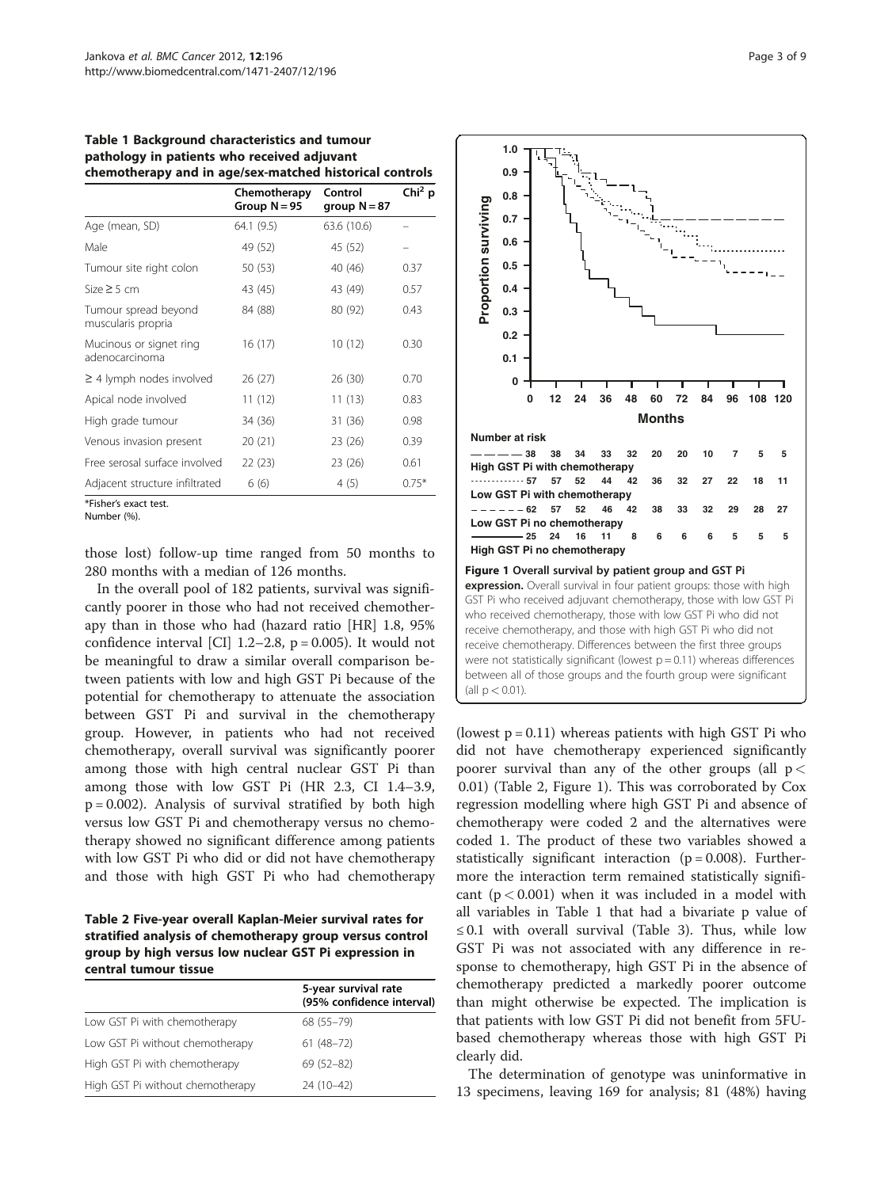**Table 1 Background characteristics and tumour pathology in patients who received adjuvant chemotherapy and in age/sex-matched historical controls**

| | Chemotherapy Group N = 95 | Control group N = 87 | Chi[2] p |
|---|---|---|---|
| Age (mean, SD) | 64.1 (9.5) | 63.6 (10.6) | – |
| Male | 49 (52) | 45 (52) | – |
| Tumour site right colon | 50 (53) | 40 (46) | 0.37 |
| Size ≥ 5 cm | 43 (45) | 43 (49) | 0.57 |
| Tumour spread beyond muscularis propria | 84 (88) | 80 (92) | 0.43 |
| Mucinous or signet ring adenocarcinoma | 16 (17) | 10 (12) | 0.30 |
| ≥ 4 lymph nodes involved | 26 (27) | 26 (30) | 0.70 |
| Apical node involved | 11 (12) | 11 (13) | 0.83 |
| High grade tumour | 34 (36) | 31 (36) | 0.98 |
| Venous invasion present | 20 (21) | 23 (26) | 0.39 |
| Free serosal surface involved | 22 (23) | 23 (26) | 0.61 |
| Adjacent structure infiltrated | 6 (6) | 4 (5) | 0.75* |

*Fisher's exact test.
Number (%).

those lost) follow-up time ranged from 50 months to 280 months with a median of 126 months.

In the overall pool of 182 patients, survival was significantly poorer in those who had not received chemotherapy than in those who had (hazard ratio [HR] 1.8, 95% confidence interval [CI] 1.2–2.8, p = 0.005). It would not be meaningful to draw a similar overall comparison between patients with low and high GST Pi because of the potential for chemotherapy to attenuate the association between GST Pi and survival in the chemotherapy group. However, in patients who had not received chemotherapy, overall survival was significantly poorer among those with high central nuclear GST Pi than among those with low GST Pi (HR 2.3, CI 1.4–3.9, p = 0.002). Analysis of survival stratified by both high versus low GST Pi and chemotherapy versus no chemotherapy showed no significant difference among patients with low GST Pi who did or did not have chemotherapy and those with high GST Pi who had chemotherapy (lowest p = 0.11) whereas patients with high GST Pi who did not have chemotherapy experienced significantly poorer survival than any of the other groups (all p < 0.01) (Table 2, Figure 1). This was corroborated by Cox regression modelling where high GST Pi and absence of chemotherapy were coded 2 and the alternatives were coded 1. The product of these two variables showed a statistically significant interaction (p = 0.008). Furthermore the interaction term remained statistically significant (p < 0.001) when it was included in a model with all variables in Table 1 that had a bivariate p value of ≤ 0.1 with overall survival (Table 3). Thus, while low GST Pi was not associated with any difference in response to chemotherapy, high GST Pi in the absence of chemotherapy predicted a markedly poorer outcome than might otherwise be expected. The implication is that patients with low GST Pi did not benefit from 5FU-based chemotherapy whereas those with high GST Pi clearly did.

The determination of genotype was uninformative in 13 specimens, leaving 169 for analysis; 81 (48%) having

**Table 2 Five-year overall Kaplan-Meier survival rates for stratified analysis of chemotherapy group versus control group by high versus low nuclear GST Pi expression in central tumour tissue**

| | 5-year survival rate (95% confidence interval) |
|---|---|
| Low GST Pi with chemotherapy | 68 (55–79) |
| Low GST Pi without chemotherapy | 61 (48–72) |
| High GST Pi with chemotherapy | 69 (52–82) |
| High GST Pi without chemotherapy | 24 (10–42) |

Number at risk

| | 0 | 12 | 24 | 36 | 48 | 60 | 72 | 84 | 96 | 108 | 120 |
|---|---|---|---|---|---|---|---|---|---|---|---|
| High GST Pi with chemotherapy | 38 | 38 | 34 | 33 | 32 | 20 | 20 | 10 | 7 | 5 | 5 |
| Low GST Pi with chemotherapy | 57 | 57 | 52 | 44 | 42 | 36 | 32 | 27 | 22 | 18 | 11 |
| Low GST Pi no chemotherapy | 62 | 57 | 52 | 46 | 42 | 38 | 33 | 32 | 29 | 28 | 27 |
| High GST Pi no chemotherapy | 25 | 24 | 16 | 11 | 8 | 6 | 6 | 6 | 5 | 5 | 5 |

**Figure 1 Overall survival by patient group and GST Pi expression.** Overall survival in four patient groups: those with high GST Pi who received adjuvant chemotherapy, those with low GST Pi who received chemotherapy, those with low GST Pi who did not receive chemotherapy, and those with high GST Pi who did not receive chemotherapy. Differences between the first three groups were not statistically significant (lowest p = 0.11) whereas differences between all of those groups and the fourth group were significant (all p < 0.01).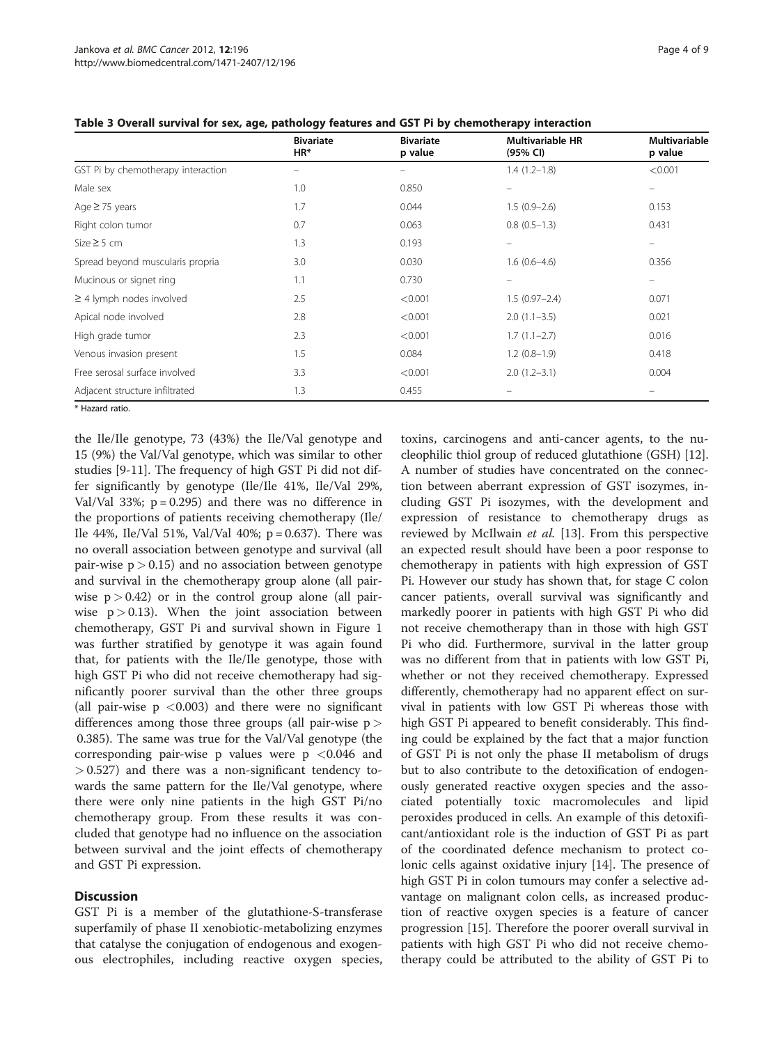**Table 3 Overall survival for sex, age, pathology features and GST Pi by chemotherapy interaction**

| | Bivariate HR* | Bivariate p value | Multivariable HR (95% CI) | Multivariable p value |
|---|---|---|---|---|
| GST Pi by chemotherapy interaction | – | – | 1.4 (1.2–1.8) | <0.001 |
| Male sex | 1.0 | 0.850 | – | – |
| Age ≥ 75 years | 1.7 | 0.044 | 1.5 (0.9–2.6) | 0.153 |
| Right colon tumor | 0.7 | 0.063 | 0.8 (0.5–1.3) | 0.431 |
| Size ≥ 5 cm | 1.3 | 0.193 | – | – |
| Spread beyond muscularis propria | 3.0 | 0.030 | 1.6 (0.6–4.6) | 0.356 |
| Mucinous or signet ring | 1.1 | 0.730 | – | – |
| ≥ 4 lymph nodes involved | 2.5 | <0.001 | 1.5 (0.97–2.4) | 0.071 |
| Apical node involved | 2.8 | <0.001 | 2.0 (1.1–3.5) | 0.021 |
| High grade tumor | 2.3 | <0.001 | 1.7 (1.1–2.7) | 0.016 |
| Venous invasion present | 1.5 | 0.084 | 1.2 (0.8–1.9) | 0.418 |
| Free serosal surface involved | 3.3 | <0.001 | 2.0 (1.2–3.1) | 0.004 |
| Adjacent structure infiltrated | 1.3 | 0.455 | – | – |

\* Hazard ratio.

the Ile/Ile genotype, 73 (43%) the Ile/Val genotype and 15 (9%) the Val/Val genotype, which was similar to other studies [9-11]. The frequency of high GST Pi did not differ significantly by genotype (Ile/Ile 41%, Ile/Val 29%, Val/Val 33%; $p = 0.295$) and there was no difference in the proportions of patients receiving chemotherapy (Ile/Ile 44%, Ile/Val 51%, Val/Val 40%; $p = 0.637$). There was no overall association between genotype and survival (all pair-wise $p > 0.15$) and no association between genotype and survival in the chemotherapy group alone (all pair-wise $p > 0.42$) or in the control group alone (all pair-wise $p > 0.13$). When the joint association between chemotherapy, GST Pi and survival shown in Figure 1 was further stratified by genotype it was again found that, for patients with the Ile/Ile genotype, those with high GST Pi who did not receive chemotherapy had significantly poorer survival than the other three groups (all pair-wise $p < 0.003$) and there were no significant differences among those three groups (all pair-wise $p > 0.385$). The same was true for the Val/Val genotype (the corresponding pair-wise p values were $p < 0.046$ and $> 0.527$) and there was a non-significant tendency towards the same pattern for the Ile/Val genotype, where there were only nine patients in the high GST Pi/no chemotherapy group. From these results it was concluded that genotype had no influence on the association between survival and the joint effects of chemotherapy and GST Pi expression.

## Discussion

GST Pi is a member of the glutathione-S-transferase superfamily of phase II xenobiotic-metabolizing enzymes that catalyse the conjugation of endogenous and exogenous electrophiles, including reactive oxygen species, toxins, carcinogens and anti-cancer agents, to the nucleophilic thiol group of reduced glutathione (GSH) [12]. A number of studies have concentrated on the connection between aberrant expression of GST isozymes, including GST Pi isozymes, with the development and expression of resistance to chemotherapy drugs as reviewed by McIlwain *et al.* [13]. From this perspective an expected result should have been a poor response to chemotherapy in patients with high expression of GST Pi. However our study has shown that, for stage C colon cancer patients, overall survival was significantly and markedly poorer in patients with high GST Pi who did not receive chemotherapy than in those with high GST Pi who did. Furthermore, survival in the latter group was no different from that in patients with low GST Pi, whether or not they received chemotherapy. Expressed differently, chemotherapy had no apparent effect on survival in patients with low GST Pi whereas those with high GST Pi appeared to benefit considerably. This finding could be explained by the fact that a major function of GST Pi is not only the phase II metabolism of drugs but to also contribute to the detoxification of endogenously generated reactive oxygen species and the associated potentially toxic macromolecules and lipid peroxides produced in cells. An example of this detoxificant/antioxidant role is the induction of GST Pi as part of the coordinated defence mechanism to protect colonic cells against oxidative injury [14]. The presence of high GST Pi in colon tumours may confer a selective advantage on malignant colon cells, as increased production of reactive oxygen species is a feature of cancer progression [15]. Therefore the poorer overall survival in patients with high GST Pi who did not receive chemotherapy could be attributed to the ability of GST Pi to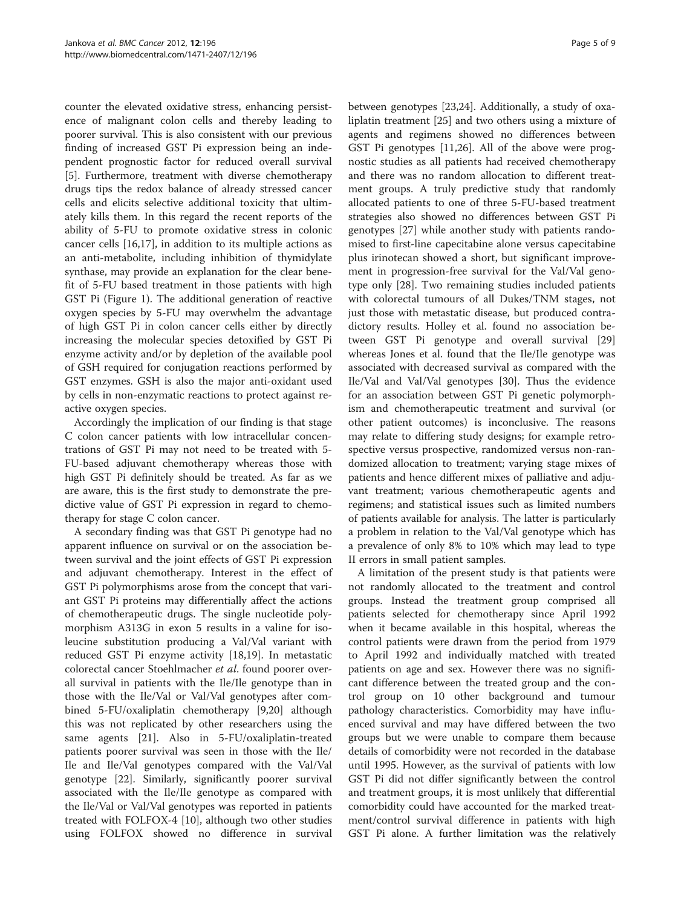counter the elevated oxidative stress, enhancing persistence of malignant colon cells and thereby leading to poorer survival. This is also consistent with our previous finding of increased GST Pi expression being an independent prognostic factor for reduced overall survival [5]. Furthermore, treatment with diverse chemotherapy drugs tips the redox balance of already stressed cancer cells and elicits selective additional toxicity that ultimately kills them. In this regard the recent reports of the ability of 5-FU to promote oxidative stress in colonic cancer cells [16,17], in addition to its multiple actions as an anti-metabolite, including inhibition of thymidylate synthase, may provide an explanation for the clear benefit of 5-FU based treatment in those patients with high GST Pi (Figure 1). The additional generation of reactive oxygen species by 5-FU may overwhelm the advantage of high GST Pi in colon cancer cells either by directly increasing the molecular species detoxified by GST Pi enzyme activity and/or by depletion of the available pool of GSH required for conjugation reactions performed by GST enzymes. GSH is also the major anti-oxidant used by cells in non-enzymatic reactions to protect against reactive oxygen species.

Accordingly the implication of our finding is that stage C colon cancer patients with low intracellular concentrations of GST Pi may not need to be treated with 5-FU-based adjuvant chemotherapy whereas those with high GST Pi definitely should be treated. As far as we are aware, this is the first study to demonstrate the predictive value of GST Pi expression in regard to chemotherapy for stage C colon cancer.

A secondary finding was that GST Pi genotype had no apparent influence on survival or on the association between survival and the joint effects of GST Pi expression and adjuvant chemotherapy. Interest in the effect of GST Pi polymorphisms arose from the concept that variant GST Pi proteins may differentially affect the actions of chemotherapeutic drugs. The single nucleotide polymorphism A313G in exon 5 results in a valine for isoleucine substitution producing a Val/Val variant with reduced GST Pi enzyme activity [18,19]. In metastatic colorectal cancer Stoehlmacher *et al*. found poorer overall survival in patients with the Ile/Ile genotype than in those with the Ile/Val or Val/Val genotypes after combined 5-FU/oxaliplatin chemotherapy [9,20] although this was not replicated by other researchers using the same agents [21]. Also in 5-FU/oxaliplatin-treated patients poorer survival was seen in those with the Ile/Ile and Ile/Val genotypes compared with the Val/Val genotype [22]. Similarly, significantly poorer survival associated with the Ile/Ile genotype as compared with the Ile/Val or Val/Val genotypes was reported in patients treated with FOLFOX-4 [10], although two other studies using FOLFOX showed no difference in survival between genotypes [23,24]. Additionally, a study of oxaliplatin treatment [25] and two others using a mixture of agents and regimens showed no differences between GST Pi genotypes [11,26]. All of the above were prognostic studies as all patients had received chemotherapy and there was no random allocation to different treatment groups. A truly predictive study that randomly allocated patients to one of three 5-FU-based treatment strategies also showed no differences between GST Pi genotypes [27] while another study with patients randomised to first-line capecitabine alone versus capecitabine plus irinotecan showed a short, but significant improvement in progression-free survival for the Val/Val genotype only [28]. Two remaining studies included patients with colorectal tumours of all Dukes/TNM stages, not just those with metastatic disease, but produced contradictory results. Holley et al. found no association between GST Pi genotype and overall survival [29] whereas Jones et al. found that the Ile/Ile genotype was associated with decreased survival as compared with the Ile/Val and Val/Val genotypes [30]. Thus the evidence for an association between GST Pi genetic polymorphism and chemotherapeutic treatment and survival (or other patient outcomes) is inconclusive. The reasons may relate to differing study designs; for example retrospective versus prospective, randomized versus non-randomized allocation to treatment; varying stage mixes of patients and hence different mixes of palliative and adjuvant treatment; various chemotherapeutic agents and regimens; and statistical issues such as limited numbers of patients available for analysis. The latter is particularly a problem in relation to the Val/Val genotype which has a prevalence of only 8% to 10% which may lead to type II errors in small patient samples.

A limitation of the present study is that patients were not randomly allocated to the treatment and control groups. Instead the treatment group comprised all patients selected for chemotherapy since April 1992 when it became available in this hospital, whereas the control patients were drawn from the period from 1979 to April 1992 and individually matched with treated patients on age and sex. However there was no significant difference between the treated group and the control group on 10 other background and tumour pathology characteristics. Comorbidity may have influenced survival and may have differed between the two groups but we were unable to compare them because details of comorbidity were not recorded in the database until 1995. However, as the survival of patients with low GST Pi did not differ significantly between the control and treatment groups, it is most unlikely that differential comorbidity could have accounted for the marked treatment/control survival difference in patients with high GST Pi alone. A further limitation was the relatively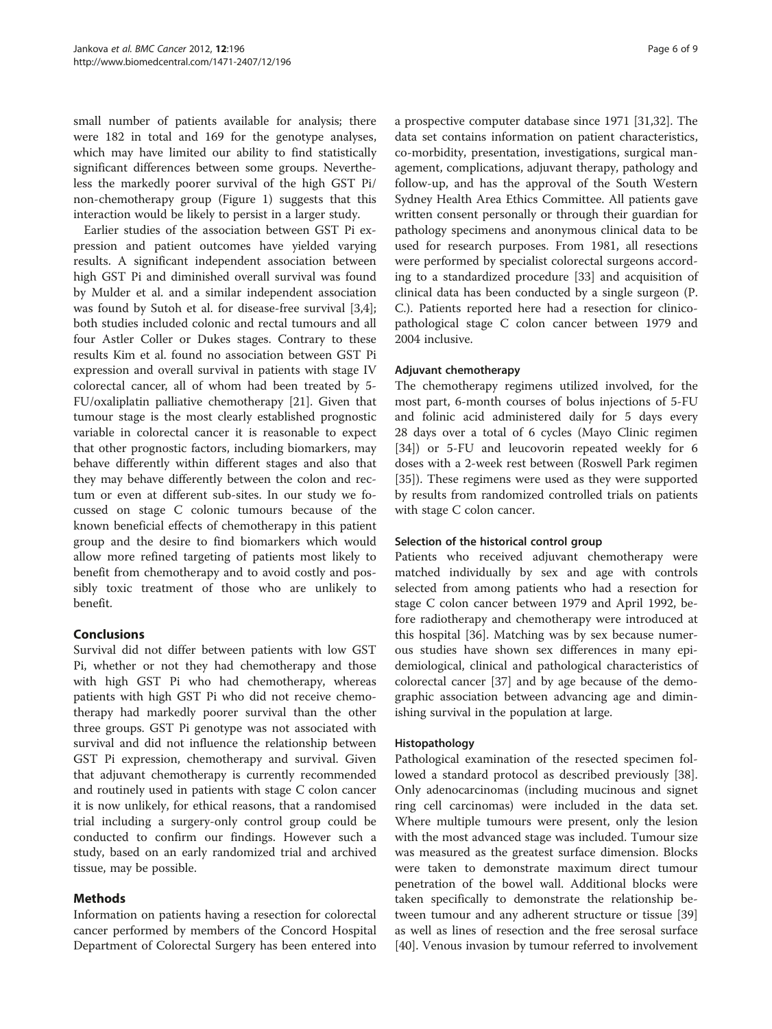small number of patients available for analysis; there were 182 in total and 169 for the genotype analyses, which may have limited our ability to find statistically significant differences between some groups. Nevertheless the markedly poorer survival of the high GST Pi/non-chemotherapy group (Figure 1) suggests that this interaction would be likely to persist in a larger study.

Earlier studies of the association between GST Pi expression and patient outcomes have yielded varying results. A significant independent association between high GST Pi and diminished overall survival was found by Mulder et al. and a similar independent association was found by Sutoh et al. for disease-free survival [3,4]; both studies included colonic and rectal tumours and all four Astler Coller or Dukes stages. Contrary to these results Kim et al. found no association between GST Pi expression and overall survival in patients with stage IV colorectal cancer, all of whom had been treated by 5-FU/oxaliplatin palliative chemotherapy [21]. Given that tumour stage is the most clearly established prognostic variable in colorectal cancer it is reasonable to expect that other prognostic factors, including biomarkers, may behave differently within different stages and also that they may behave differently between the colon and rectum or even at different sub-sites. In our study we focussed on stage C colonic tumours because of the known beneficial effects of chemotherapy in this patient group and the desire to find biomarkers which would allow more refined targeting of patients most likely to benefit from chemotherapy and to avoid costly and possibly toxic treatment of those who are unlikely to benefit.

## Conclusions

Survival did not differ between patients with low GST Pi, whether or not they had chemotherapy and those with high GST Pi who had chemotherapy, whereas patients with high GST Pi who did not receive chemotherapy had markedly poorer survival than the other three groups. GST Pi genotype was not associated with survival and did not influence the relationship between GST Pi expression, chemotherapy and survival. Given that adjuvant chemotherapy is currently recommended and routinely used in patients with stage C colon cancer it is now unlikely, for ethical reasons, that a randomised trial including a surgery-only control group could be conducted to confirm our findings. However such a study, based on an early randomized trial and archived tissue, may be possible.

## Methods

Information on patients having a resection for colorectal cancer performed by members of the Concord Hospital Department of Colorectal Surgery has been entered into a prospective computer database since 1971 [31,32]. The data set contains information on patient characteristics, co-morbidity, presentation, investigations, surgical management, complications, adjuvant therapy, pathology and follow-up, and has the approval of the South Western Sydney Health Area Ethics Committee. All patients gave written consent personally or through their guardian for pathology specimens and anonymous clinical data to be used for research purposes. From 1981, all resections were performed by specialist colorectal surgeons according to a standardized procedure [33] and acquisition of clinical data has been conducted by a single surgeon (P. C.). Patients reported here had a resection for clinicopathological stage C colon cancer between 1979 and 2004 inclusive.

### Adjuvant chemotherapy

The chemotherapy regimens utilized involved, for the most part, 6-month courses of bolus injections of 5-FU and folinic acid administered daily for 5 days every 28 days over a total of 6 cycles (Mayo Clinic regimen [34]) or 5-FU and leucovorin repeated weekly for 6 doses with a 2-week rest between (Roswell Park regimen [35]). These regimens were used as they were supported by results from randomized controlled trials on patients with stage C colon cancer.

### Selection of the historical control group

Patients who received adjuvant chemotherapy were matched individually by sex and age with controls selected from among patients who had a resection for stage C colon cancer between 1979 and April 1992, before radiotherapy and chemotherapy were introduced at this hospital [36]. Matching was by sex because numerous studies have shown sex differences in many epidemiological, clinical and pathological characteristics of colorectal cancer [37] and by age because of the demographic association between advancing age and diminishing survival in the population at large.

### Histopathology

Pathological examination of the resected specimen followed a standard protocol as described previously [38]. Only adenocarcinomas (including mucinous and signet ring cell carcinomas) were included in the data set. Where multiple tumours were present, only the lesion with the most advanced stage was included. Tumour size was measured as the greatest surface dimension. Blocks were taken to demonstrate maximum direct tumour penetration of the bowel wall. Additional blocks were taken specifically to demonstrate the relationship between tumour and any adherent structure or tissue [39] as well as lines of resection and the free serosal surface [40]. Venous invasion by tumour referred to involvement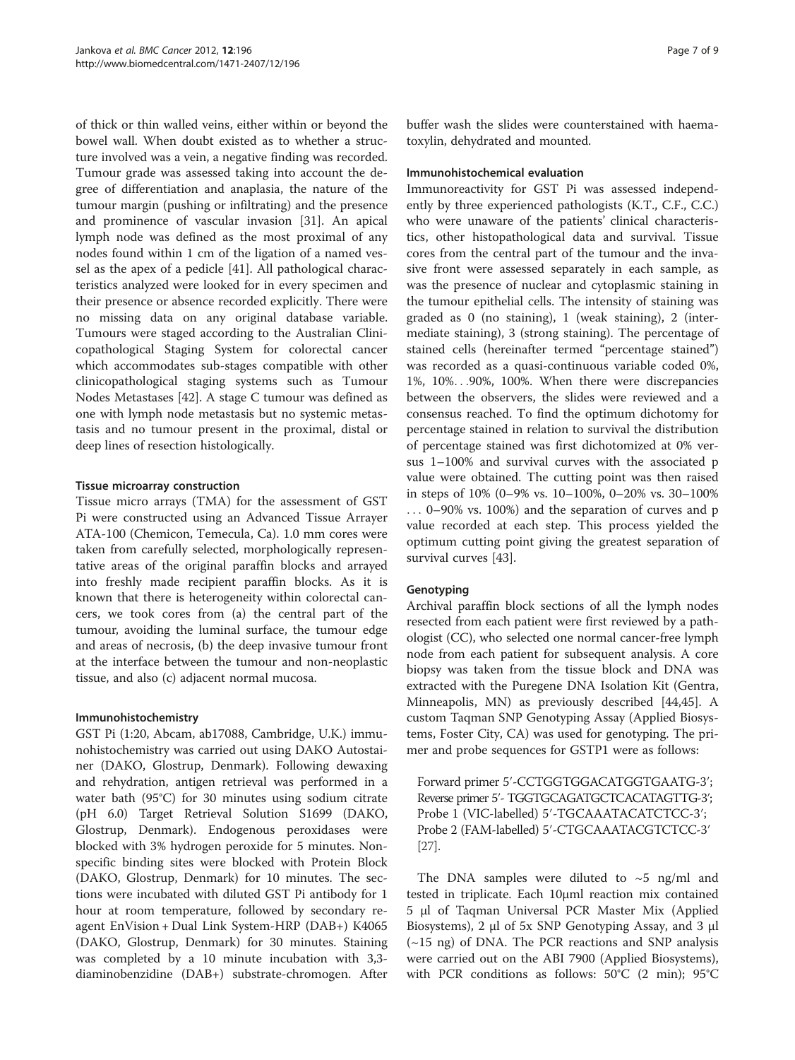of thick or thin walled veins, either within or beyond the bowel wall. When doubt existed as to whether a structure involved was a vein, a negative finding was recorded. Tumour grade was assessed taking into account the degree of differentiation and anaplasia, the nature of the tumour margin (pushing or infiltrating) and the presence and prominence of vascular invasion [31]. An apical lymph node was defined as the most proximal of any nodes found within 1 cm of the ligation of a named vessel as the apex of a pedicle [41]. All pathological characteristics analyzed were looked for in every specimen and their presence or absence recorded explicitly. There were no missing data on any original database variable. Tumours were staged according to the Australian Clinicopathological Staging System for colorectal cancer which accommodates sub-stages compatible with other clinicopathological staging systems such as Tumour Nodes Metastases [42]. A stage C tumour was defined as one with lymph node metastasis but no systemic metastasis and no tumour present in the proximal, distal or deep lines of resection histologically.

### Tissue microarray construction

Tissue micro arrays (TMA) for the assessment of GST Pi were constructed using an Advanced Tissue Arrayer ATA-100 (Chemicon, Temecula, Ca). 1.0 mm cores were taken from carefully selected, morphologically representative areas of the original paraffin blocks and arrayed into freshly made recipient paraffin blocks. As it is known that there is heterogeneity within colorectal cancers, we took cores from (a) the central part of the tumour, avoiding the luminal surface, the tumour edge and areas of necrosis, (b) the deep invasive tumour front at the interface between the tumour and non-neoplastic tissue, and also (c) adjacent normal mucosa.

### Immunohistochemistry

GST Pi (1:20, Abcam, ab17088, Cambridge, U.K.) immunohistochemistry was carried out using DAKO Autostainer (DAKO, Glostrup, Denmark). Following dewaxing and rehydration, antigen retrieval was performed in a water bath (95°C) for 30 minutes using sodium citrate (pH 6.0) Target Retrieval Solution S1699 (DAKO, Glostrup, Denmark). Endogenous peroxidases were blocked with 3% hydrogen peroxide for 5 minutes. Nonspecific binding sites were blocked with Protein Block (DAKO, Glostrup, Denmark) for 10 minutes. The sections were incubated with diluted GST Pi antibody for 1 hour at room temperature, followed by secondary reagent EnVision + Dual Link System-HRP (DAB+) K4065 (DAKO, Glostrup, Denmark) for 30 minutes. Staining was completed by a 10 minute incubation with 3,3-diaminobenzidine (DAB+) substrate-chromogen. After buffer wash the slides were counterstained with haematoxylin, dehydrated and mounted.

### Immunohistochemical evaluation

Immunoreactivity for GST Pi was assessed independently by three experienced pathologists (K.T., C.F., C.C.) who were unaware of the patients' clinical characteristics, other histopathological data and survival. Tissue cores from the central part of the tumour and the invasive front were assessed separately in each sample, as was the presence of nuclear and cytoplasmic staining in the tumour epithelial cells. The intensity of staining was graded as 0 (no staining), 1 (weak staining), 2 (intermediate staining), 3 (strong staining). The percentage of stained cells (hereinafter termed "percentage stained") was recorded as a quasi-continuous variable coded 0%, 1%, 10%. . .90%, 100%. When there were discrepancies between the observers, the slides were reviewed and a consensus reached. To find the optimum dichotomy for percentage stained in relation to survival the distribution of percentage stained was first dichotomized at 0% versus 1–100% and survival curves with the associated p value were obtained. The cutting point was then raised in steps of 10% (0–9% vs. 10–100%, 0–20% vs. 30–100% . . . 0–90% vs. 100%) and the separation of curves and p value recorded at each step. This process yielded the optimum cutting point giving the greatest separation of survival curves [43].

### Genotyping

Archival paraffin block sections of all the lymph nodes resected from each patient were first reviewed by a pathologist (CC), who selected one normal cancer-free lymph node from each patient for subsequent analysis. A core biopsy was taken from the tissue block and DNA was extracted with the Puregene DNA Isolation Kit (Gentra, Minneapolis, MN) as previously described [44,45]. A custom Taqman SNP Genotyping Assay (Applied Biosystems, Foster City, CA) was used for genotyping. The primer and probe sequences for GSTP1 were as follows:

Forward primer 5′-CCTGGTGGACATGGTGAATG-3′;
Reverse primer 5′- TGGTGCAGATGCTCACATAGTTG-3′;
Probe 1 (VIC-labelled) 5′-TGCAAATACATCTCC-3′;
Probe 2 (FAM-labelled) 5′-CTGCAAATACGTCTCC-3′ [27].

The DNA samples were diluted to ~5 ng/ml and tested in triplicate. Each 10μml reaction mix contained 5 μl of Taqman Universal PCR Master Mix (Applied Biosystems), 2 μl of 5x SNP Genotyping Assay, and 3 μl (~15 ng) of DNA. The PCR reactions and SNP analysis were carried out on the ABI 7900 (Applied Biosystems), with PCR conditions as follows: 50°C (2 min); 95°C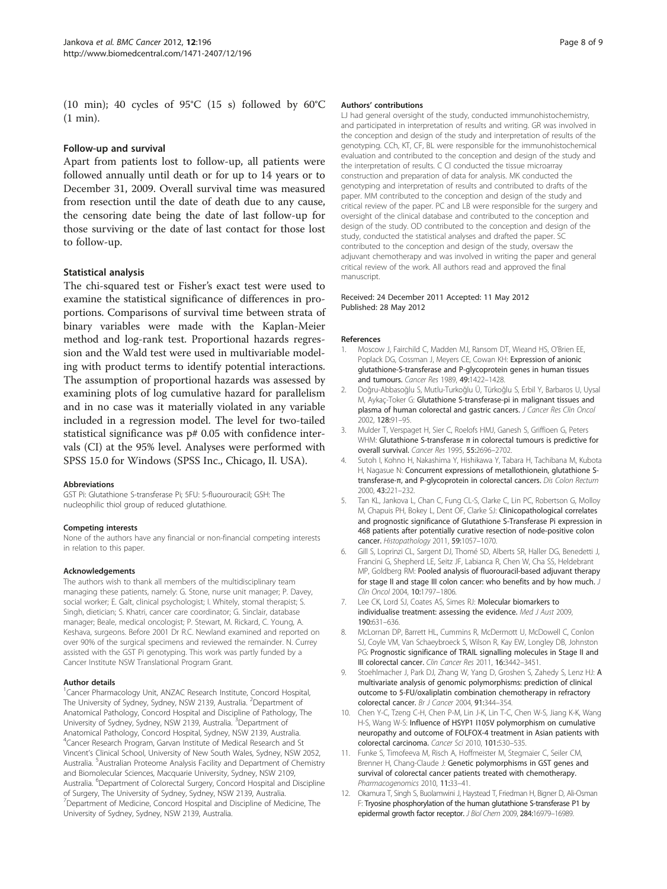(10 min); 40 cycles of 95°C (15 s) followed by 60°C (1 min).

### Follow-up and survival

Apart from patients lost to follow-up, all patients were followed annually until death or for up to 14 years or to December 31, 2009. Overall survival time was measured from resection until the date of death due to any cause, the censoring date being the date of last follow-up for those surviving or the date of last contact for those lost to follow-up.

### Statistical analysis

The chi-squared test or Fisher's exact test were used to examine the statistical significance of differences in proportions. Comparisons of survival time between strata of binary variables were made with the Kaplan-Meier method and log-rank test. Proportional hazards regression and the Wald test were used in multivariable modeling with product terms to identify potential interactions. The assumption of proportional hazards was assessed by examining plots of log cumulative hazard for parallelism and in no case was it materially violated in any variable included in a regression model. The level for two-tailed statistical significance was p# 0.05 with confidence intervals (CI) at the 95% level. Analyses were performed with SPSS 15.0 for Windows (SPSS Inc., Chicago, Il. USA).

#### Abbreviations

GST Pi: Glutathione S-transferase Pi; 5FU: 5-fluourouracil; GSH: The nucleophilic thiol group of reduced glutathione.

#### Competing interests

None of the authors have any financial or non-financial competing interests in relation to this paper.

#### Acknowledgements

The authors wish to thank all members of the multidisciplinary team managing these patients, namely: G. Stone, nurse unit manager; P. Davey, social worker; E. Galt, clinical psychologist; I. Whitely, stomal therapist; S. Singh, dietician; S. Khatri, cancer care coordinator; G. Sinclair, database manager; Beale, medical oncologist; P. Stewart, M. Rickard, C. Young, A. Keshava, surgeons. Before 2001 Dr R.C. Newland examined and reported on over 90% of the surgical specimens and reviewed the remainder. N. Currey assisted with the GST Pi genotyping. This work was partly funded by a Cancer Institute NSW Translational Program Grant.

#### Author details

[1]Cancer Pharmacology Unit, ANZAC Research Institute, Concord Hospital, The University of Sydney, Sydney, NSW 2139, Australia. [2]Department of Anatomical Pathology, Concord Hospital and Discipline of Pathology, The University of Sydney, Sydney, NSW 2139, Australia. [3]Department of Anatomical Pathology, Concord Hospital, Sydney, NSW 2139, Australia. [4]Cancer Research Program, Garvan Institute of Medical Research and St Vincent's Clinical School, University of New South Wales, Sydney, NSW 2052, Australia. [5]Australian Proteome Analysis Facility and Department of Chemistry and Biomolecular Sciences, Macquarie University, Sydney, NSW 2109, Australia. [6]Department of Colorectal Surgery, Concord Hospital and Discipline of Surgery, The University of Sydney, Sydney, NSW 2139, Australia. [7]Department of Medicine, Concord Hospital and Discipline of Medicine, The University of Sydney, Sydney, NSW 2139, Australia.

#### Authors' contributions

LJ had general oversight of the study, conducted immunohistochemistry, and participated in interpretation of results and writing. GR was involved in the conception and design of the study and interpretation of results of the genotyping. CCh, KT, CF, BL were responsible for the immunohistochemical evaluation and contributed to the conception and design of the study and the interpretation of results. C Cl conducted the tissue microarray construction and preparation of data for analysis. MK conducted the genotyping and interpretation of results and contributed to drafts of the paper. MM contributed to the conception and design of the study and critical review of the paper. PC and LB were responsible for the surgery and oversight of the clinical database and contributed to the conception and design of the study. OD contributed to the conception and design of the study, conducted the statistical analyses and drafted the paper. SC contributed to the conception and design of the study, oversaw the adjuvant chemotherapy and was involved in writing the paper and general critical review of the work. All authors read and approved the final manuscript.

Received: 24 December 2011 Accepted: 11 May 2012
Published: 28 May 2012

#### References

1. Moscow J, Fairchild C, Madden MJ, Ransom DT, Wieand HS, O'Brien EE, Poplack DG, Cossman J, Meyers CE, Cowan KH: **Expression of anionic glutathione-S-transferase and P-glycoprotein genes in human tissues and tumours.** *Cancer Res* 1989, **49:**1422–1428.
2. Doğru-Abbasoğlu S, Mutlu-Turkoğlu Ü, Türkoğlu S, Erbil Y, Barbaros U, Uysal M, Aykaç-Toker G: **Glutathione S-transferase-pi in malignant tissues and plasma of human colorectal and gastric cancers.** *J Cancer Res Clin Oncol* 2002, **128:**91–95.
3. Mulder T, Verspaget H, Sier C, Roelofs HMJ, Ganesh S, Griffioen G, Peters WHM: **Glutathione S-transferase π in colorectal tumours is predictive for overall survival.** *Cancer Res* 1995, **55:**2696–2702.
4. Sutoh I, Kohno H, Nakashima Y, Hishikawa Y, Tabara H, Tachibana M, Kubota H, Nagasue N: **Concurrent expressions of metallothionein, glutathione S-transferase-π, and P-glycoprotein in colorectal cancers.** *Dis Colon Rectum* 2000, **43:**221–232.
5. Tan KL, Jankova L, Chan C, Fung CL-S, Clarke C, Lin PC, Robertson G, Molloy M, Chapuis PH, Bokey L, Dent OF, Clarke SJ: **Clinicopathological correlates and prognostic significance of Glutathione S-Transferase Pi expression in 468 patients after potentially curative resection of node-positive colon cancer.** *Histopathology* 2011, **59:**1057–1070.
6. Gill S, Loprinzi CL, Sargent DJ, Thomé SD, Alberts SR, Haller DG, Benedetti J, Francini G, Shepherd LE, Seitz JF, Labianca R, Chen W, Cha SS, Heldebrant MP, Goldberg RM: **Pooled analysis of fluorouracil-based adjuvant therapy for stage II and stage III colon cancer: who benefits and by how much.** *J Clin Oncol* 2004, **10:**1797–1806.
7. Lee CK, Lord SJ, Coates AS, Simes RJ: **Molecular biomarkers to individualise treatment: assessing the evidence.** *Med J Aust* 2009, **190:**631–636.
8. McLornan DP, Barrett HL, Cummins R, McDermott U, McDowell C, Conlon SJ, Coyle VM, Van Schaeybroeck S, Wilson R, Kay EW, Longley DB, Johnston PG: **Prognostic significance of TRAIL signalling molecules in Stage II and III colorectal cancer.** *Clin Cancer Res* 2011, **16:**3442–3451.
9. Stoehlmacher J, Park DJ, Zhang W, Yang D, Groshen S, Zahedy S, Lenz HJ: **A multivariate analysis of genomic polymorphisms: prediction of clinical outcome to 5-FU/oxaliplatin combination chemotherapy in refractory colorectal cancer.** *Br J Cancer* 2004, **91:**344–354.
10. Chen Y-C, Tzeng C-H, Chen P-M, Lin J-K, Lin T-C, Chen W-S, Jiang K-K, Wang H-S, Wang W-S: **Influence of HSYP1 I105V polymorphism on cumulative neuropathy and outcome of FOLFOX-4 treatment in Asian patients with colorectal carcinoma.** *Cancer Sci* 2010, **101:**530–535.
11. Funke S, Timofeeva M, Risch A, Hoffmeister M, Stegmaier C, Seiler CM, Brenner H, Chang-Claude J: **Genetic polymorphisms in GST genes and survival of colorectal cancer patients treated with chemotherapy.** *Pharmacogenomics* 2010, **11:**33–41.
12. Okamura T, Singh S, Buolamwini J, Haystead T, Friedman H, Bigner D, Ali-Osman F: **Tyrosine phosphorylation of the human glutathione S-transferase P1 by epidermal growth factor receptor.** *J Biol Chem* 2009, **284:**16979–16989.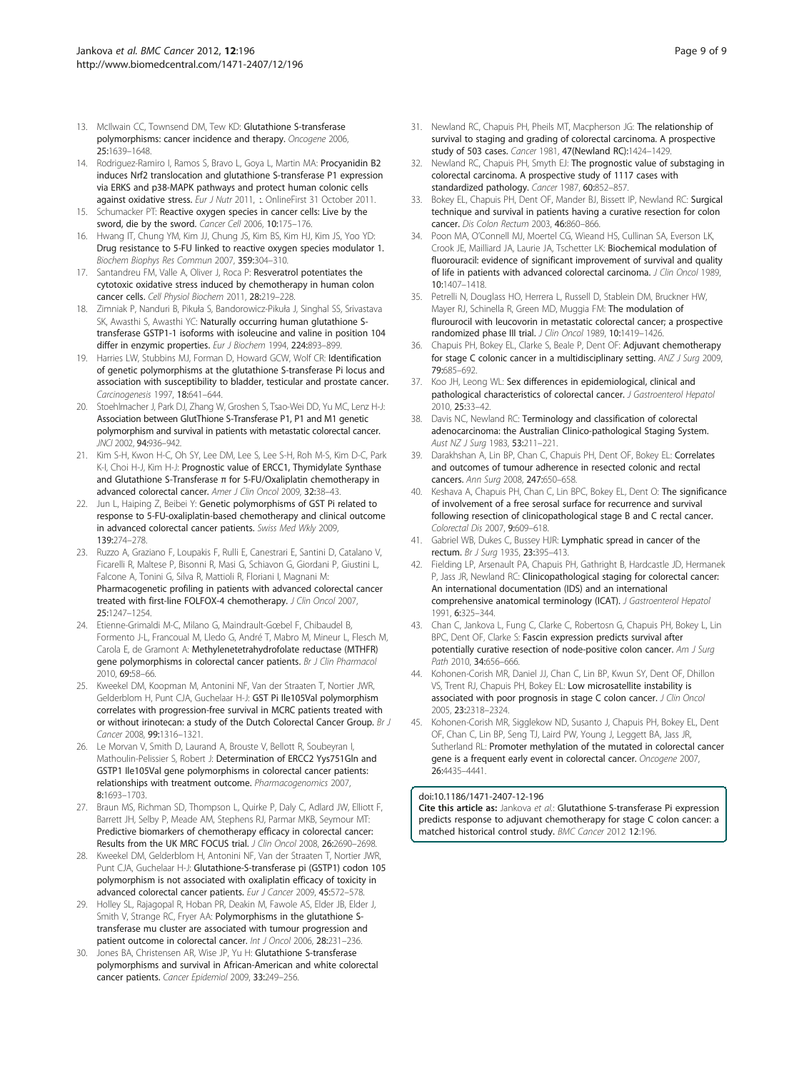13. McIlwain CC, Townsend DM, Tew KD: **Glutathione S-transferase polymorphisms: cancer incidence and therapy.** *Oncogene* 2006, **25:**1639–1648.
14. Rodriguez-Ramiro I, Ramos S, Bravo L, Goya L, Martin MA: **Procyanidin B2 induces Nrf2 translocation and glutathione S-transferase P1 expression via ERKS and p38-MAPK pathways and protect human colonic cells against oxidative stress.** *Eur J Nutr* 2011, **:**. OnlineFirst 31 October 2011.
15. Schumacker PT: **Reactive oxygen species in cancer cells: Live by the sword, die by the sword.** *Cancer Cell* 2006, **10:**175–176.
16. Hwang IT, Chung YM, Kim JJ, Chung JS, Kim BS, Kim HJ, Kim JS, Yoo YD: **Drug resistance to 5-FU linked to reactive oxygen species modulator 1.** *Biochem Biophys Res Commun* 2007, **359:**304–310.
17. Santandreu FM, Valle A, Oliver J, Roca P: **Resveratrol potentiates the cytotoxic oxidative stress induced by chemotherapy in human colon cancer cells.** *Cell Physiol Biochem* 2011, **28:**219–228.
18. Zimniak P, Nanduri B, Pikuła S, Bandorowicz-Pikuła J, Singhal SS, Srivastava SK, Awasthi S, Awasthi YC: **Naturally occurring human glutathione S-transferase GSTP1-1 isoforms with isoleucine and valine in position 104 differ in enzymic properties.** *Eur J Biochem* 1994, **224:**893–899.
19. Harries LW, Stubbins MJ, Forman D, Howard GCW, Wolf CR: **Identification of genetic polymorphisms at the glutathione S-transferase Pi locus and association with susceptibility to bladder, testicular and prostate cancer.** *Carcinogenesis* 1997, **18:**641–644.
20. Stoehlmacher J, Park DJ, Zhang W, Groshen S, Tsao-Wei DD, Yu MC, Lenz H-J: **Association between GlutThione S-Transferase P1, P1 and M1 genetic polymorphism and survival in patients with metastatic colorectal cancer.** *JNCI* 2002, **94:**936–942.
21. Kim S-H, Kwon H-C, Oh SY, Lee DM, Lee S, Lee S-H, Roh M-S, Kim D-C, Park K-I, Choi H-J, Kim H-J: **Prognostic value of ERCC1, Thymidylate Synthase and Glutathione S-Transferase π for 5-FU/Oxaliplatin chemotherapy in advanced colorectal cancer.** *Amer J Clin Oncol* 2009, **32:**38–43.
22. Jun L, Haiping Z, Beibei Y: **Genetic polymorphisms of GST Pi related to response to 5-FU-oxaliplatin-based chemotherapy and clinical outcome in advanced colorectal cancer patients.** *Swiss Med Wkly* 2009, **139:**274–278.
23. Ruzzo A, Graziano F, Loupakis F, Rulli E, Canestrari E, Santini D, Catalano V, Ficarelli R, Maltese P, Bisonni R, Masi G, Schiavon G, Giordani P, Giustini L, Falcone A, Tonini G, Silva R, Mattioli R, Floriani I, Magnani M: **Pharmacogenetic profiling in patients with advanced colorectal cancer treated with first-line FOLFOX-4 chemotherapy.** *J Clin Oncol* 2007, **25:**1247–1254.
24. Etienne-Grimaldi M-C, Milano G, Maindrault-Gœbel F, Chibaudel B, Formento J-L, Francoual M, Lledo G, André T, Mabro M, Mineur L, Flesch M, Carola E, de Gramont A: **Methylenetetrahydrofolate reductase (MTHFR) gene polymorphisms in colorectal cancer patients.** *Br J Clin Pharmacol* 2010, **69:**58–66.
25. Kweekel DM, Koopman M, Antonini NF, Van der Straaten T, Nortier JWR, Gelderblom H, Punt CJA, Guchelaar H-J: **GST Pi Ile105Val polymorphism correlates with progression-free survival in MCRC patients treated with or without irinotecan: a study of the Dutch Colorectal Cancer Group.** *Br J Cancer* 2008, **99:**1316–1321.
26. Le Morvan V, Smith D, Laurand A, Brouste V, Bellott R, Soubeyran I, Mathoulin-Pelissier S, Robert J: **Determination of ERCC2 Yys751Gln and GSTP1 Ile105Val gene polymorphisms in colorectal cancer patients: relationships with treatment outcome.** *Pharmacogenomics* 2007, **8:**1693–1703.
27. Braun MS, Richman SD, Thompson L, Quirke P, Daly C, Adlard JW, Elliott F, Barrett JH, Selby P, Meade AM, Stephens RJ, Parmar MKB, Seymour MT: **Predictive biomarkers of chemotherapy efficacy in colorectal cancer: Results from the UK MRC FOCUS trial.** *J Clin Oncol* 2008, **26:**2690–2698.
28. Kweekel DM, Gelderblom H, Antonini NF, Van der Straaten T, Nortier JWR, Punt CJA, Guchelaar H-J: **Glutathione-S-transferase pi (GSTP1) codon 105 polymorphism is not associated with oxaliplatin efficacy of toxicity in advanced colorectal cancer patients.** *Eur J Cancer* 2009, **45:**572–578.
29. Holley SL, Rajagopal R, Hoban PR, Deakin M, Fawole AS, Elder JB, Elder J, Smith V, Strange RC, Fryer AA: **Polymorphisms in the glutathione S-transferase mu cluster are associated with tumour progression and patient outcome in colorectal cancer.** *Int J Oncol* 2006, **28:**231–236.
30. Jones BA, Christensen AR, Wise JP, Yu H: **Glutathione S-transferase polymorphisms and survival in African-American and white colorectal cancer patients.** *Cancer Epidemiol* 2009, **33:**249–256.
31. Newland RC, Chapuis PH, Pheils MT, Macpherson JG: **The relationship of survival to staging and grading of colorectal carcinoma. A prospective study of 503 cases.** *Cancer* 1981, **47(Newland RC):**1424–1429.
32. Newland RC, Chapuis PH, Smyth EJ: **The prognostic value of substaging in colorectal carcinoma. A prospective study of 1117 cases with standardized pathology.** *Cancer* 1987, **60:**852–857.
33. Bokey EL, Chapuis PH, Dent OF, Mander BJ, Bissett IP, Newland RC: **Surgical technique and survival in patients having a curative resection for colon cancer.** *Dis Colon Rectum* 2003, **46:**860–866.
34. Poon MA, O'Connell MJ, Moertel CG, Wieand HS, Cullinan SA, Everson LK, Crook JE, Mailliard JA, Laurie JA, Tschetter LK: **Biochemical modulation of fluorouracil: evidence of significant improvement of survival and quality of life in patients with advanced colorectal carcinoma.** *J Clin Oncol* 1989, **10:**1407–1418.
35. Petrelli N, Douglass HO, Herrera L, Russell D, Stablein DM, Bruckner HW, Mayer RJ, Schinella R, Green MD, Muggia FM: **The modulation of flurourocil with leucovorin in metastatic colorectal cancer; a prospective randomized phase III trial.** *J Clin Oncol* 1989, **10:**1419–1426.
36. Chapuis PH, Bokey EL, Clarke S, Beale P, Dent OF: **Adjuvant chemotherapy for stage C colonic cancer in a multidisciplinary setting.** *ANZ J Surg* 2009, **79:**685–692.
37. Koo JH, Leong WL: **Sex differences in epidemiological, clinical and pathological characteristics of colorectal cancer.** *J Gastroenterol Hepatol* 2010, **25:**33–42.
38. Davis NC, Newland RC: **Terminology and classification of colorectal adenocarcinoma: the Australian Clinico-pathological Staging System.** *Aust NZ J Surg* 1983, **53:**211–221.
39. Darakhshan A, Lin BP, Chan C, Chapuis PH, Dent OF, Bokey EL: **Correlates and outcomes of tumour adherence in resected colonic and rectal cancers.** *Ann Surg* 2008, **247:**650–658.
40. Keshava A, Chapuis PH, Chan C, Lin BPC, Bokey EL, Dent O: **The significance of involvement of a free serosal surface for recurrence and survival following resection of clinicopathological stage B and C rectal cancer.** *Colorectal Dis* 2007, **9:**609–618.
41. Gabriel WB, Dukes C, Bussey HJR: **Lymphatic spread in cancer of the rectum.** *Br J Surg* 1935, **23:**395–413.
42. Fielding LP, Arsenault PA, Chapuis PH, Gathright B, Hardcastle JD, Hermanek P, Jass JR, Newland RC: **Clinicopathological staging for colorectal cancer: An international documentation (IDS) and an international comprehensive anatomical terminology (ICAT).** *J Gastroenterol Hepatol* 1991, **6:**325–344.
43. Chan C, Jankova L, Fung C, Clarke C, Robertosn G, Chapuis PH, Bokey L, Lin BPC, Dent OF, Clarke S: **Fascin expression predicts survival after potentially curative resection of node-positive colon cancer.** *Am J Surg Path* 2010, **34:**656–666.
44. Kohonen-Corish MR, Daniel JJ, Chan C, Lin BP, Kwun SY, Dent OF, Dhillon VS, Trent RJ, Chapuis PH, Bokey EL: **Low microsatellite instability is associated with poor prognosis in stage C colon cancer.** *J Clin Oncol* 2005, **23:**2318–2324.
45. Kohonen-Corish MR, Sigglekow ND, Susanto J, Chapuis PH, Bokey EL, Dent OF, Chan C, Lin BP, Seng TJ, Laird PW, Young J, Leggett BA, Jass JR, Sutherland RL: **Promoter methylation of the mutated in colorectal cancer gene is a frequent early event in colorectal cancer.** *Oncogene* 2007, **26:**4435–4441.

doi:10.1186/1471-2407-12-196

**Cite this article as:** Jankova *et al.*: Glutathione S-transferase Pi expression predicts response to adjuvant chemotherapy for stage C colon cancer: a matched historical control study. *BMC Cancer* 2012 **12**:196.